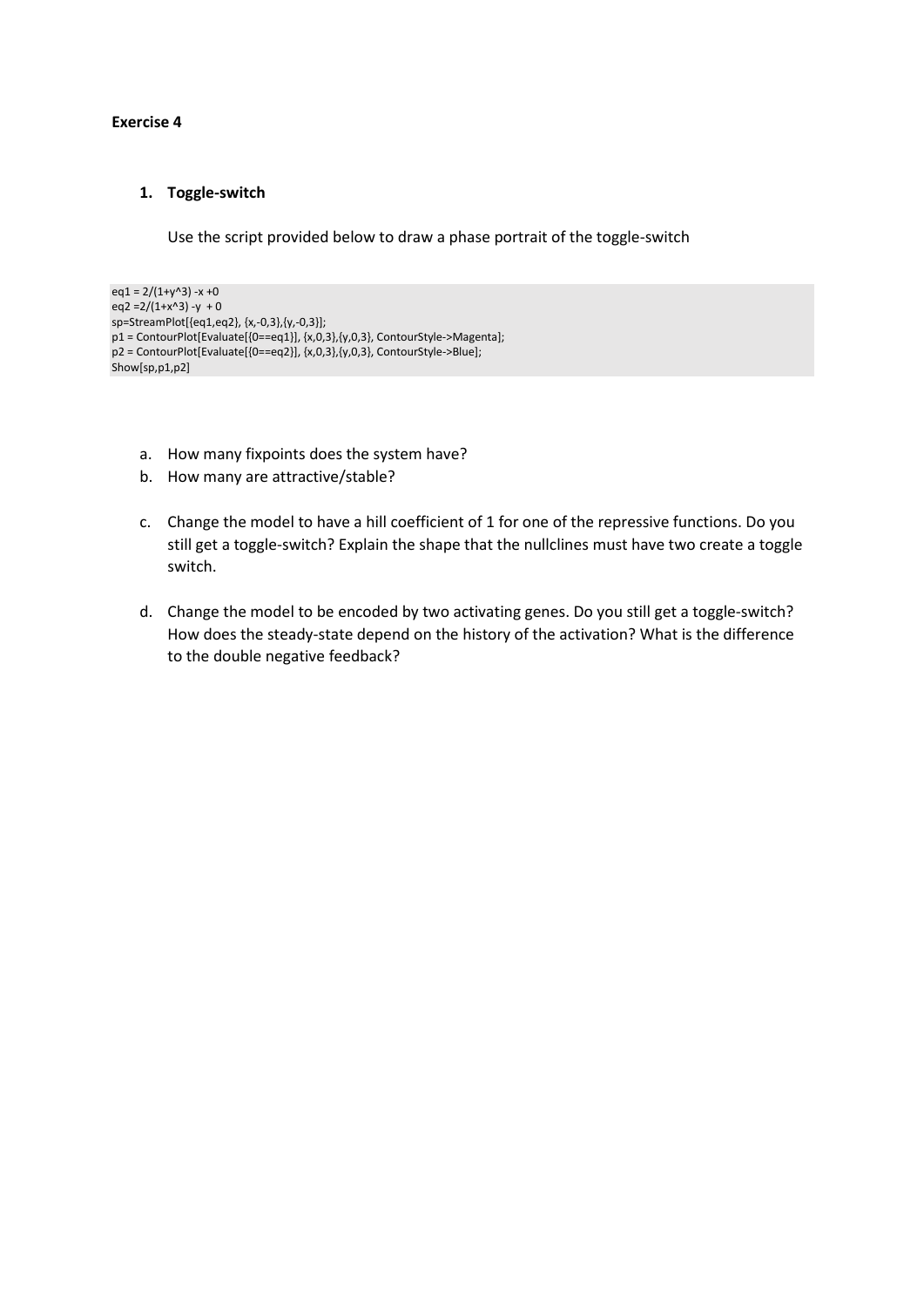**Exercise 4**

1. **Toggle-switch**

   Use the script provided below to draw a phase portrait of the toggle-switch

```
eq1 = 2/(1+y^3) -x +0
eq2 =2/(1+x^3) -y  + 0
sp=StreamPlot[{eq1,eq2}, {x,-0,3},{y,-0,3}];
p1 = ContourPlot[Evaluate[{0==eq1}], {x,0,3},{y,0,3}, ContourStyle->Magenta];
p2 = ContourPlot[Evaluate[{0==eq2}], {x,0,3},{y,0,3}, ContourStyle->Blue];
Show[sp,p1,p2]
```

   a. How many fixpoints does the system have?

   b. How many are attractive/stable?

   c. Change the model to have a hill coefficient of 1 for one of the repressive functions. Do you still get a toggle-switch? Explain the shape that the nullclines must have two create a toggle switch.

   d. Change the model to be encoded by two activating genes. Do you still get a toggle-switch? How does the steady-state depend on the history of the activation? What is the difference to the double negative feedback?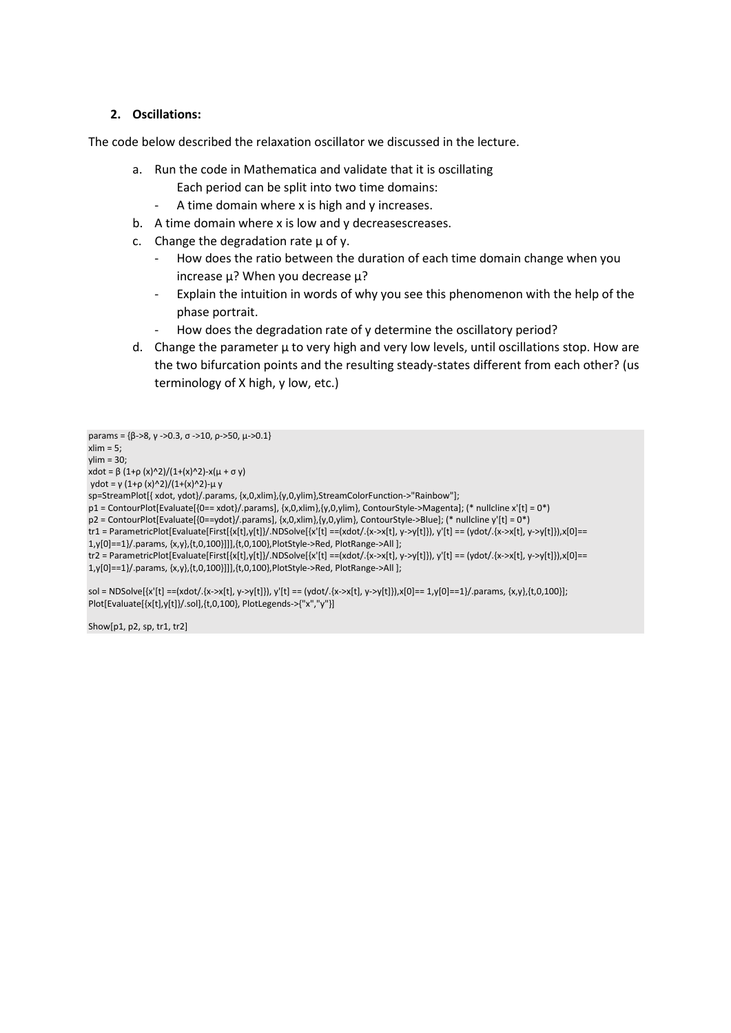2. **Oscillations:**

The code below described the relaxation oscillator we discussed in the lecture.

a. Run the code in Mathematica and validate that it is oscillating
   Each period can be split into two time domains:
   - A time domain where x is high and y increases.
b. A time domain where x is low and y decreasescreases.
c. Change the degradation rate μ of y.
   - How does the ratio between the duration of each time domain change when you increase μ? When you decrease μ?
   - Explain the intuition in words of why you see this phenomenon with the help of the phase portrait.
   - How does the degradation rate of y determine the oscillatory period?
d. Change the parameter μ to very high and very low levels, until oscillations stop. How are the two bifurcation points and the resulting steady-states different from each other? (us terminology of X high, y low, etc.)

```
params = {β->8, γ ->0.3, σ ->10, ρ->50, μ->0.1}
xlim = 5;
ylim = 30;
xdot = β (1+ρ (x)^2)/(1+(x)^2)-x(μ + σ y)
 ydot = γ (1+ρ (x)^2)/(1+(x)^2)-μ y
sp=StreamPlot[{ xdot, ydot}/.params, {x,0,xlim},{y,0,ylim},StreamColorFunction->"Rainbow"];
p1 = ContourPlot[Evaluate[{0== xdot}/.params], {x,0,xlim},{y,0,ylim}, ContourStyle->Magenta]; (* nullcline x'[t] = 0*)
p2 = ContourPlot[Evaluate[{0==ydot}/.params], {x,0,xlim},{y,0,ylim}, ContourStyle->Blue]; (* nullcline y'[t] = 0*)
tr1 = ParametricPlot[Evaluate[First[{x[t],y[t]}/.NDSolve[{x'[t] ==(xdot/.{x->x[t], y->y[t]}), y'[t] == (ydot/.{x->x[t], y->y[t]}),x[0]==
1,y[0]==1}/.params, {x,y},{t,0,100}]]],{t,0,100},PlotStyle->Red, PlotRange->All ];
tr2 = ParametricPlot[Evaluate[First[{x[t],y[t]}/.NDSolve[{x'[t] ==(xdot/.{x->x[t], y->y[t]}), y'[t] == (ydot/.{x->x[t], y->y[t]}),x[0]==
1,y[0]==1}/.params, {x,y},{t,0,100}]]],{t,0,100},PlotStyle->Red, PlotRange->All ];

sol = NDSolve[{x'[t] ==(xdot/.{x->x[t], y->y[t]}), y'[t] == (ydot/.{x->x[t], y->y[t]}),x[0]== 1,y[0]==1}/.params, {x,y},{t,0,100}];
Plot[Evaluate[{x[t],y[t]}/.sol],{t,0,100}, PlotLegends->{"x","y"}]

Show[p1, p2, sp, tr1, tr2]
```